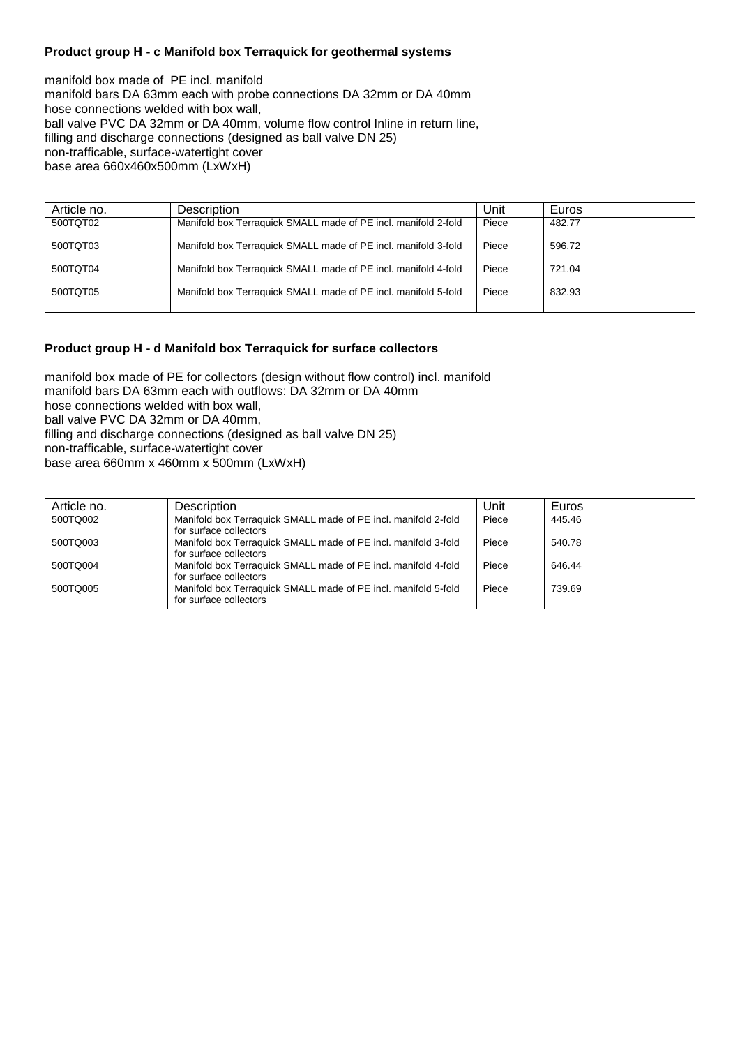**Product group H - c Manifold box Terraquick for geothermal systems**

manifold box made of PE incl. manifold
manifold bars DA 63mm each with probe connections DA 32mm or DA 40mm
hose connections welded with box wall,
ball valve PVC DA 32mm or DA 40mm, volume flow control Inline in return line,
filling and discharge connections (designed as ball valve DN 25)
non-trafficable, surface-watertight cover
base area 660x460x500mm (LxWxH)

| Article no. | Description | Unit | Euros |
|---|---|---|---|
| 500TQT02 | Manifold box Terraquick SMALL made of PE incl. manifold 2-fold | Piece | 482.77 |
| 500TQT03 | Manifold box Terraquick SMALL made of PE incl. manifold 3-fold | Piece | 596.72 |
| 500TQT04 | Manifold box Terraquick SMALL made of PE incl. manifold 4-fold | Piece | 721.04 |
| 500TQT05 | Manifold box Terraquick SMALL made of PE incl. manifold 5-fold | Piece | 832.93 |

**Product group H - d Manifold box Terraquick for surface collectors**

manifold box made of PE for collectors (design without flow control) incl. manifold
manifold bars DA 63mm each with outflows: DA 32mm or DA 40mm
hose connections welded with box wall,
ball valve PVC DA 32mm or DA 40mm,
filling and discharge connections (designed as ball valve DN 25)
non-trafficable, surface-watertight cover
base area 660mm x 460mm x 500mm (LxWxH)

| Article no. | Description | Unit | Euros |
|---|---|---|---|
| 500TQ002 | Manifold box Terraquick SMALL made of PE incl. manifold 2-fold for surface collectors | Piece | 445.46 |
| 500TQ003 | Manifold box Terraquick SMALL made of PE incl. manifold 3-fold for surface collectors | Piece | 540.78 |
| 500TQ004 | Manifold box Terraquick SMALL made of PE incl. manifold 4-fold for surface collectors | Piece | 646.44 |
| 500TQ005 | Manifold box Terraquick SMALL made of PE incl. manifold 5-fold for surface collectors | Piece | 739.69 |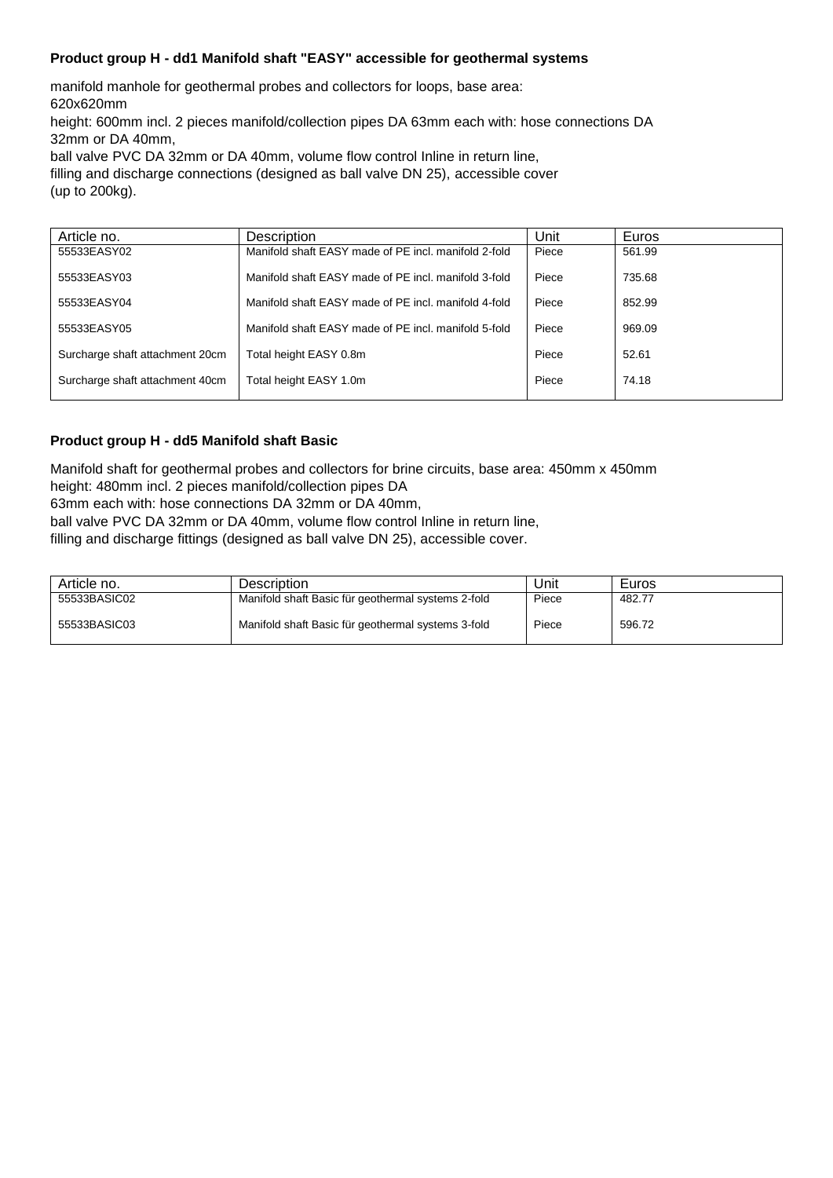### Product group H - dd1 Manifold shaft "EASY" accessible for geothermal systems

manifold manhole for geothermal probes and collectors for loops, base area:
620x620mm
height: 600mm incl. 2 pieces manifold/collection pipes DA 63mm each with: hose connections DA 32mm or DA 40mm,
ball valve PVC DA 32mm or DA 40mm, volume flow control Inline in return line,
filling and discharge connections (designed as ball valve DN 25), accessible cover
(up to 200kg).

| Article no. | Description | Unit | Euros |
|---|---|---|---|
| 55533EASY02 | Manifold shaft EASY made of PE incl. manifold 2-fold | Piece | 561.99 |
| 55533EASY03 | Manifold shaft EASY made of PE incl. manifold 3-fold | Piece | 735.68 |
| 55533EASY04 | Manifold shaft EASY made of PE incl. manifold 4-fold | Piece | 852.99 |
| 55533EASY05 | Manifold shaft EASY made of PE incl. manifold 5-fold | Piece | 969.09 |
| Surcharge shaft attachment 20cm | Total height EASY 0.8m | Piece | 52.61 |
| Surcharge shaft attachment 40cm | Total height EASY 1.0m | Piece | 74.18 |

### Product group H - dd5 Manifold shaft Basic

Manifold shaft for geothermal probes and collectors for brine circuits, base area: 450mm x 450mm
height: 480mm incl. 2 pieces manifold/collection pipes DA
63mm each with: hose connections DA 32mm or DA 40mm,
ball valve PVC DA 32mm or DA 40mm, volume flow control Inline in return line,
filling and discharge fittings (designed as ball valve DN 25), accessible cover.

| Article no. | Description | Unit | Euros |
|---|---|---|---|
| 55533BASIC02 | Manifold shaft Basic für geothermal systems 2-fold | Piece | 482.77 |
| 55533BASIC03 | Manifold shaft Basic für geothermal systems 3-fold | Piece | 596.72 |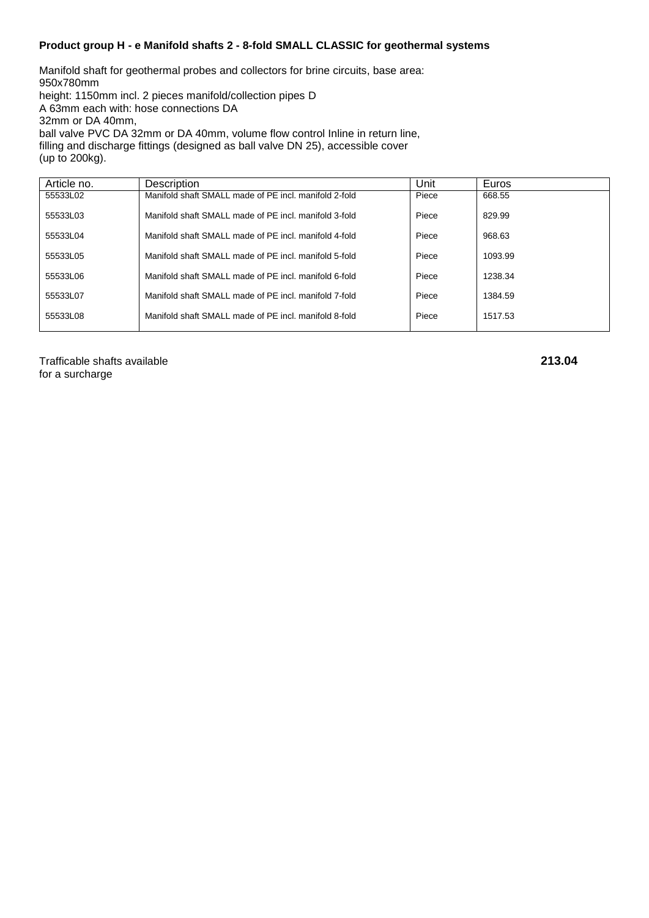**Product group H - e Manifold shafts 2 - 8-fold SMALL CLASSIC for geothermal systems**

Manifold shaft for geothermal probes and collectors for brine circuits, base area: 950x780mm
height: 1150mm incl. 2 pieces manifold/collection pipes D
A 63mm each with: hose connections DA
32mm or DA 40mm,
ball valve PVC DA 32mm or DA 40mm, volume flow control Inline in return line, filling and discharge fittings (designed as ball valve DN 25), accessible cover (up to 200kg).

| Article no. | Description | Unit | Euros |
|---|---|---|---|
| 55533L02 | Manifold shaft SMALL made of PE incl. manifold 2-fold | Piece | 668.55 |
| 55533L03 | Manifold shaft SMALL made of PE incl. manifold 3-fold | Piece | 829.99 |
| 55533L04 | Manifold shaft SMALL made of PE incl. manifold 4-fold | Piece | 968.63 |
| 55533L05 | Manifold shaft SMALL made of PE incl. manifold 5-fold | Piece | 1093.99 |
| 55533L06 | Manifold shaft SMALL made of PE incl. manifold 6-fold | Piece | 1238.34 |
| 55533L07 | Manifold shaft SMALL made of PE incl. manifold 7-fold | Piece | 1384.59 |
| 55533L08 | Manifold shaft SMALL made of PE incl. manifold 8-fold | Piece | 1517.53 |

Trafficable shafts available for a surcharge **213.04**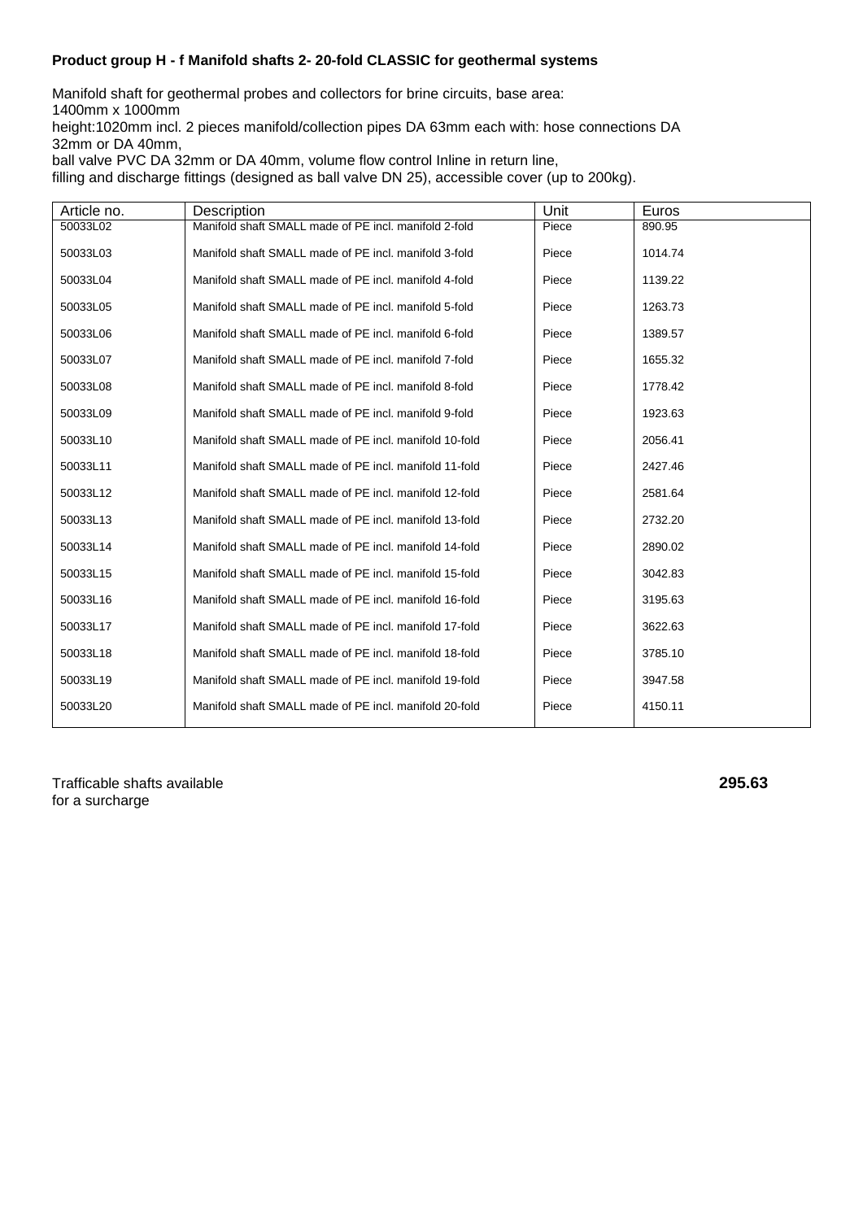**Product group H - f Manifold shafts 2- 20-fold CLASSIC for geothermal systems**

Manifold shaft for geothermal probes and collectors for brine circuits, base area:
1400mm x 1000mm
height:1020mm incl. 2 pieces manifold/collection pipes DA 63mm each with: hose connections DA 32mm or DA 40mm,
ball valve PVC DA 32mm or DA 40mm, volume flow control Inline in return line,
filling and discharge fittings (designed as ball valve DN 25), accessible cover (up to 200kg).

| Article no. | Description | Unit | Euros |
|---|---|---|---|
| 50033L02 | Manifold shaft SMALL made of PE incl. manifold 2-fold | Piece | 890.95 |
| 50033L03 | Manifold shaft SMALL made of PE incl. manifold 3-fold | Piece | 1014.74 |
| 50033L04 | Manifold shaft SMALL made of PE incl. manifold 4-fold | Piece | 1139.22 |
| 50033L05 | Manifold shaft SMALL made of PE incl. manifold 5-fold | Piece | 1263.73 |
| 50033L06 | Manifold shaft SMALL made of PE incl. manifold 6-fold | Piece | 1389.57 |
| 50033L07 | Manifold shaft SMALL made of PE incl. manifold 7-fold | Piece | 1655.32 |
| 50033L08 | Manifold shaft SMALL made of PE incl. manifold 8-fold | Piece | 1778.42 |
| 50033L09 | Manifold shaft SMALL made of PE incl. manifold 9-fold | Piece | 1923.63 |
| 50033L10 | Manifold shaft SMALL made of PE incl. manifold 10-fold | Piece | 2056.41 |
| 50033L11 | Manifold shaft SMALL made of PE incl. manifold 11-fold | Piece | 2427.46 |
| 50033L12 | Manifold shaft SMALL made of PE incl. manifold 12-fold | Piece | 2581.64 |
| 50033L13 | Manifold shaft SMALL made of PE incl. manifold 13-fold | Piece | 2732.20 |
| 50033L14 | Manifold shaft SMALL made of PE incl. manifold 14-fold | Piece | 2890.02 |
| 50033L15 | Manifold shaft SMALL made of PE incl. manifold 15-fold | Piece | 3042.83 |
| 50033L16 | Manifold shaft SMALL made of PE incl. manifold 16-fold | Piece | 3195.63 |
| 50033L17 | Manifold shaft SMALL made of PE incl. manifold 17-fold | Piece | 3622.63 |
| 50033L18 | Manifold shaft SMALL made of PE incl. manifold 18-fold | Piece | 3785.10 |
| 50033L19 | Manifold shaft SMALL made of PE incl. manifold 19-fold | Piece | 3947.58 |
| 50033L20 | Manifold shaft SMALL made of PE incl. manifold 20-fold | Piece | 4150.11 |

Trafficable shafts available for a surcharge **295.63**